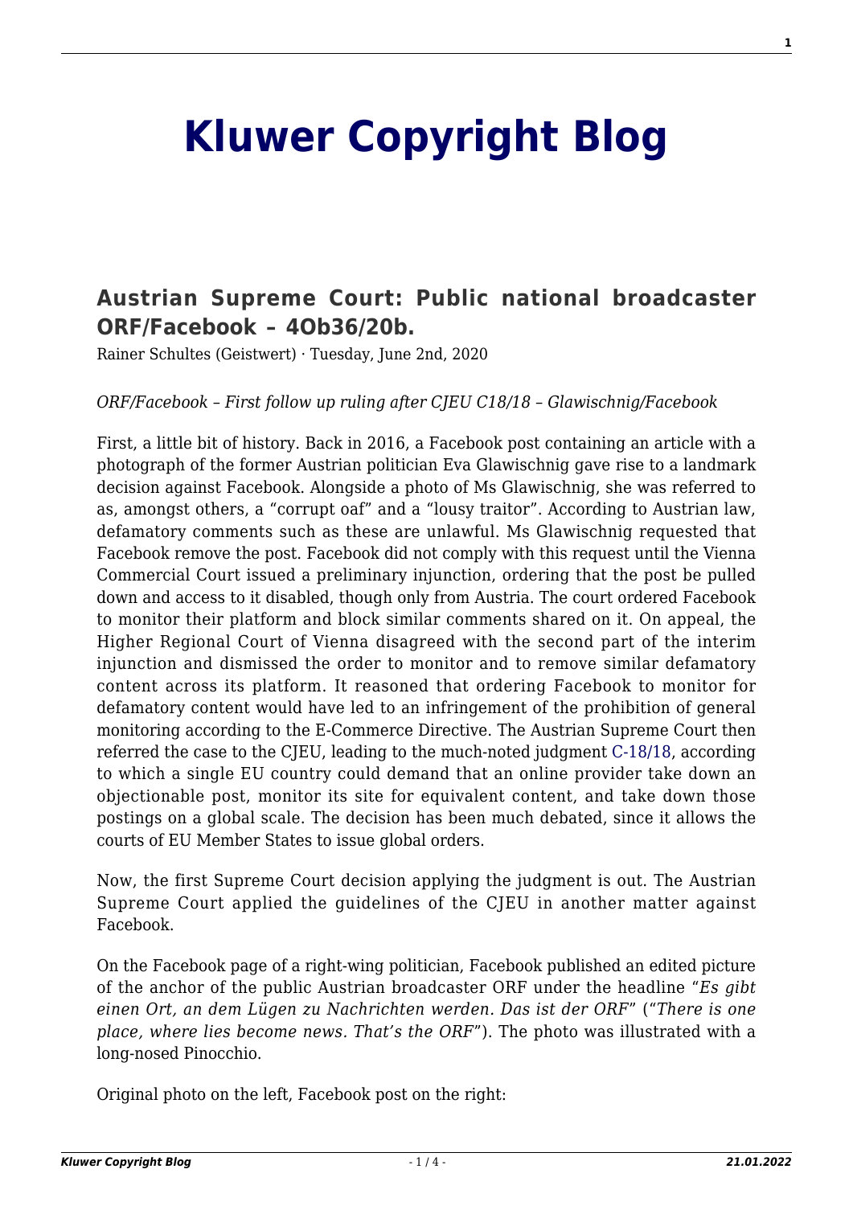# Kluwer Copyright Blog

## Austrian Supreme Court: Public national broadcaster ORF/Facebook – 4Ob36/20b.

Rainer Schultes (Geistwert) · Tuesday, June 2nd, 2020

*ORF/Facebook – First follow up ruling after CJEU C18/18 – Glawischnig/Facebook*

First, a little bit of history. Back in 2016, a Facebook post containing an article with a photograph of the former Austrian politician Eva Glawischnig gave rise to a landmark decision against Facebook. Alongside a photo of Ms Glawischnig, she was referred to as, amongst others, a "corrupt oaf" and a "lousy traitor". According to Austrian law, defamatory comments such as these are unlawful. Ms Glawischnig requested that Facebook remove the post. Facebook did not comply with this request until the Vienna Commercial Court issued a preliminary injunction, ordering that the post be pulled down and access to it disabled, though only from Austria. The court ordered Facebook to monitor their platform and block similar comments shared on it. On appeal, the Higher Regional Court of Vienna disagreed with the second part of the interim injunction and dismissed the order to monitor and to remove similar defamatory content across its platform. It reasoned that ordering Facebook to monitor for defamatory content would have led to an infringement of the prohibition of general monitoring according to the E-Commerce Directive. The Austrian Supreme Court then referred the case to the CJEU, leading to the much-noted judgment C-18/18, according to which a single EU country could demand that an online provider take down an objectionable post, monitor its site for equivalent content, and take down those postings on a global scale. The decision has been much debated, since it allows the courts of EU Member States to issue global orders.

Now, the first Supreme Court decision applying the judgment is out. The Austrian Supreme Court applied the guidelines of the CJEU in another matter against Facebook.

On the Facebook page of a right-wing politician, Facebook published an edited picture of the anchor of the public Austrian broadcaster ORF under the headline "*Es gibt einen Ort, an dem Lügen zu Nachrichten werden. Das ist der ORF*" ("*There is one place, where lies become news. That's the ORF*"). The photo was illustrated with a long-nosed Pinocchio.

Original photo on the left, Facebook post on the right: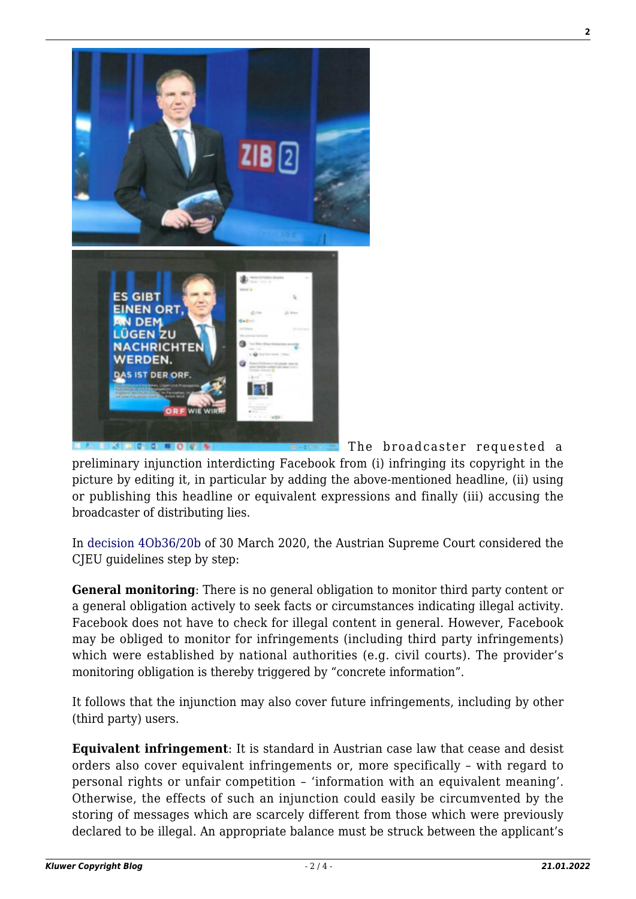The broadcaster requested a preliminary injunction interdicting Facebook from (i) infringing its copyright in the picture by editing it, in particular by adding the above-mentioned headline, (ii) using or publishing this headline or equivalent expressions and finally (iii) accusing the broadcaster of distributing lies.

In decision 4Ob36/20b of 30 March 2020, the Austrian Supreme Court considered the CJEU guidelines step by step:

**General monitoring**: There is no general obligation to monitor third party content or a general obligation actively to seek facts or circumstances indicating illegal activity. Facebook does not have to check for illegal content in general. However, Facebook may be obliged to monitor for infringements (including third party infringements) which were established by national authorities (e.g. civil courts). The provider's monitoring obligation is thereby triggered by "concrete information".

It follows that the injunction may also cover future infringements, including by other (third party) users.

**Equivalent infringement**: It is standard in Austrian case law that cease and desist orders also cover equivalent infringements or, more specifically – with regard to personal rights or unfair competition – 'information with an equivalent meaning'. Otherwise, the effects of such an injunction could easily be circumvented by the storing of messages which are scarcely different from those which were previously declared to be illegal. An appropriate balance must be struck between the applicant's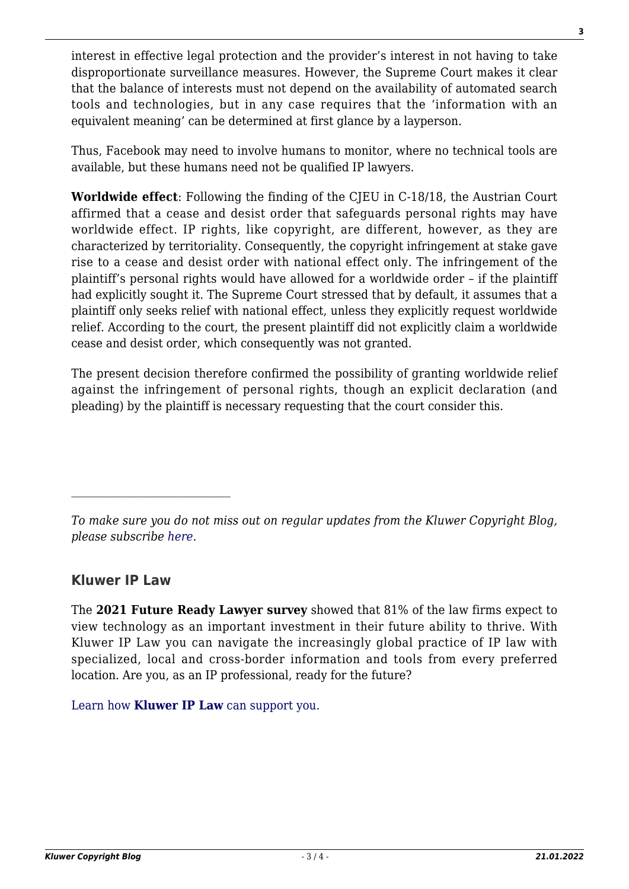interest in effective legal protection and the provider's interest in not having to take disproportionate surveillance measures. However, the Supreme Court makes it clear that the balance of interests must not depend on the availability of automated search tools and technologies, but in any case requires that the 'information with an equivalent meaning' can be determined at first glance by a layperson.

Thus, Facebook may need to involve humans to monitor, where no technical tools are available, but these humans need not be qualified IP lawyers.

**Worldwide effect**: Following the finding of the CJEU in C-18/18, the Austrian Court affirmed that a cease and desist order that safeguards personal rights may have worldwide effect. IP rights, like copyright, are different, however, as they are characterized by territoriality. Consequently, the copyright infringement at stake gave rise to a cease and desist order with national effect only. The infringement of the plaintiff's personal rights would have allowed for a worldwide order – if the plaintiff had explicitly sought it. The Supreme Court stressed that by default, it assumes that a plaintiff only seeks relief with national effect, unless they explicitly request worldwide relief. According to the court, the present plaintiff did not explicitly claim a worldwide cease and desist order, which consequently was not granted.

The present decision therefore confirmed the possibility of granting worldwide relief against the infringement of personal rights, though an explicit declaration (and pleading) by the plaintiff is necessary requesting that the court consider this.

---

*To make sure you do not miss out on regular updates from the Kluwer Copyright Blog, please subscribe here.*

## Kluwer IP Law

The **2021 Future Ready Lawyer survey** showed that 81% of the law firms expect to view technology as an important investment in their future ability to thrive. With Kluwer IP Law you can navigate the increasingly global practice of IP law with specialized, local and cross-border information and tools from every preferred location. Are you, as an IP professional, ready for the future?

Learn how **Kluwer IP Law** can support you.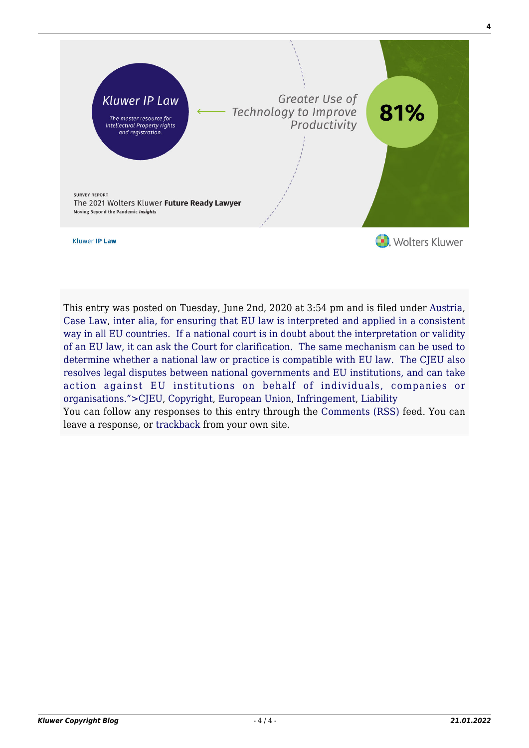Kluwer IP Law

The master resource for Intellectual Property rights and registration.

Greater Use of Technology to Improve Productivity

81%

SURVEY REPORT

The 2021 Wolters Kluwer **Future Ready Lawyer**

Moving Beyond the Pandemic *Insights*

Kluwer **IP Law**

Wolters Kluwer

This entry was posted on Tuesday, June 2nd, 2020 at 3:54 pm and is filed under Austria, Case Law, inter alia, for ensuring that EU law is interpreted and applied in a consistent way in all EU countries. If a national court is in doubt about the interpretation or validity of an EU law, it can ask the Court for clarification. The same mechanism can be used to determine whether a national law or practice is compatible with EU law. The CJEU also resolves legal disputes between national governments and EU institutions, and can take action against EU institutions on behalf of individuals, companies or organisations.">CJEU, Copyright, European Union, Infringement, Liability

You can follow any responses to this entry through the Comments (RSS) feed. You can leave a response, or trackback from your own site.